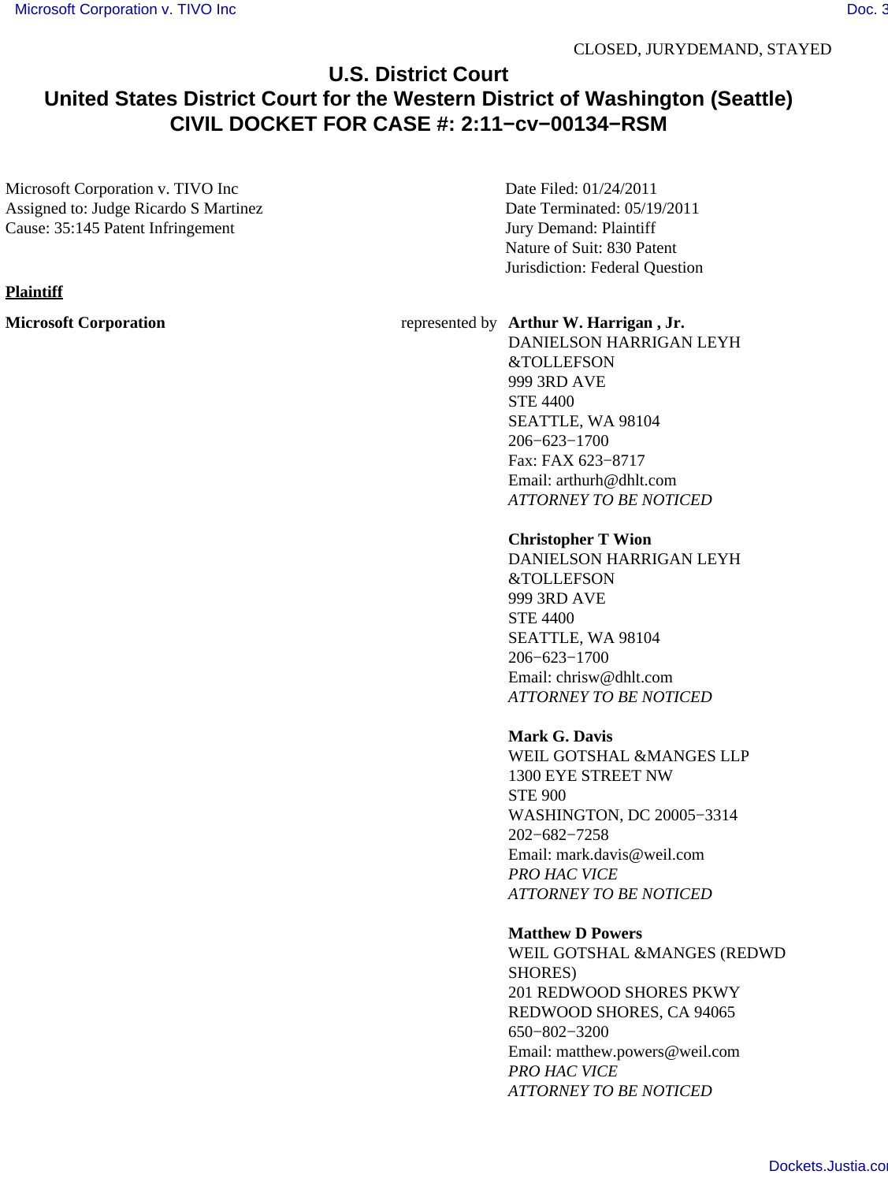CLOSED, JURYDEMAND, STAYED

# U.S. District Court
## United States District Court for the Western District of Washington (Seattle)
## CIVIL DOCKET FOR CASE #: 2:11−cv−00134−RSM

Microsoft Corporation v. TIVO Inc
Assigned to: Judge Ricardo S Martinez
Cause: 35:145 Patent Infringement

Date Filed: 01/24/2011
Date Terminated: 05/19/2011
Jury Demand: Plaintiff
Nature of Suit: 830 Patent
Jurisdiction: Federal Question

**Plaintiff**

**Microsoft Corporation** represented by

**Arthur W. Harrigan , Jr.**
DANIELSON HARRIGAN LEYH &TOLLEFSON
999 3RD AVE
STE 4400
SEATTLE, WA 98104
206−623−1700
Fax: FAX 623−8717
Email: arthurh@dhlt.com
*ATTORNEY TO BE NOTICED*

**Christopher T Wion**
DANIELSON HARRIGAN LEYH &TOLLEFSON
999 3RD AVE
STE 4400
SEATTLE, WA 98104
206−623−1700
Email: chrisw@dhlt.com
*ATTORNEY TO BE NOTICED*

**Mark G. Davis**
WEIL GOTSHAL &MANGES LLP
1300 EYE STREET NW
STE 900
WASHINGTON, DC 20005−3314
202−682−7258
Email: mark.davis@weil.com
*PRO HAC VICE*
*ATTORNEY TO BE NOTICED*

**Matthew D Powers**
WEIL GOTSHAL &MANGES (REDWD SHORES)
201 REDWOOD SHORES PKWY
REDWOOD SHORES, CA 94065
650−802−3200
Email: matthew.powers@weil.com
*PRO HAC VICE*
*ATTORNEY TO BE NOTICED*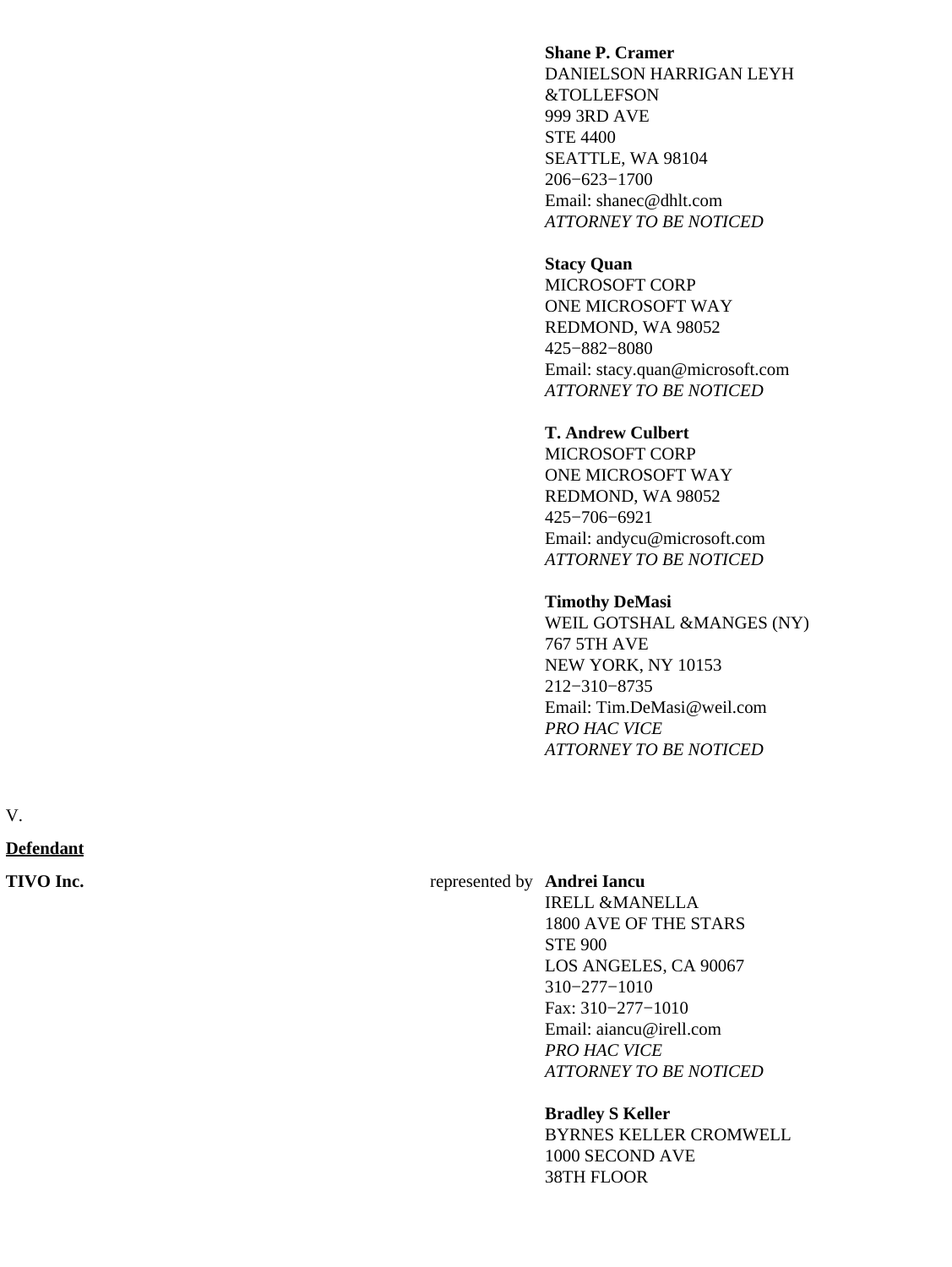**Shane P. Cramer**
DANIELSON HARRIGAN LEYH &TOLLEFSON
999 3RD AVE
STE 4400
SEATTLE, WA 98104
206−623−1700
Email: shanec@dhlt.com
*ATTORNEY TO BE NOTICED*

**Stacy Quan**
MICROSOFT CORP
ONE MICROSOFT WAY
REDMOND, WA 98052
425−882−8080
Email: stacy.quan@microsoft.com
*ATTORNEY TO BE NOTICED*

**T. Andrew Culbert**
MICROSOFT CORP
ONE MICROSOFT WAY
REDMOND, WA 98052
425−706−6921
Email: andycu@microsoft.com
*ATTORNEY TO BE NOTICED*

**Timothy DeMasi**
WEIL GOTSHAL &MANGES (NY)
767 5TH AVE
NEW YORK, NY 10153
212−310−8735
Email: Tim.DeMasi@weil.com
*PRO HAC VICE*
*ATTORNEY TO BE NOTICED*

V.

**Defendant**

**TIVO Inc.** represented by **Andrei Iancu**
IRELL &MANELLA
1800 AVE OF THE STARS
STE 900
LOS ANGELES, CA 90067
310−277−1010
Fax: 310−277−1010
Email: aiancu@irell.com
*PRO HAC VICE*
*ATTORNEY TO BE NOTICED*

**Bradley S Keller**
BYRNES KELLER CROMWELL
1000 SECOND AVE
38TH FLOOR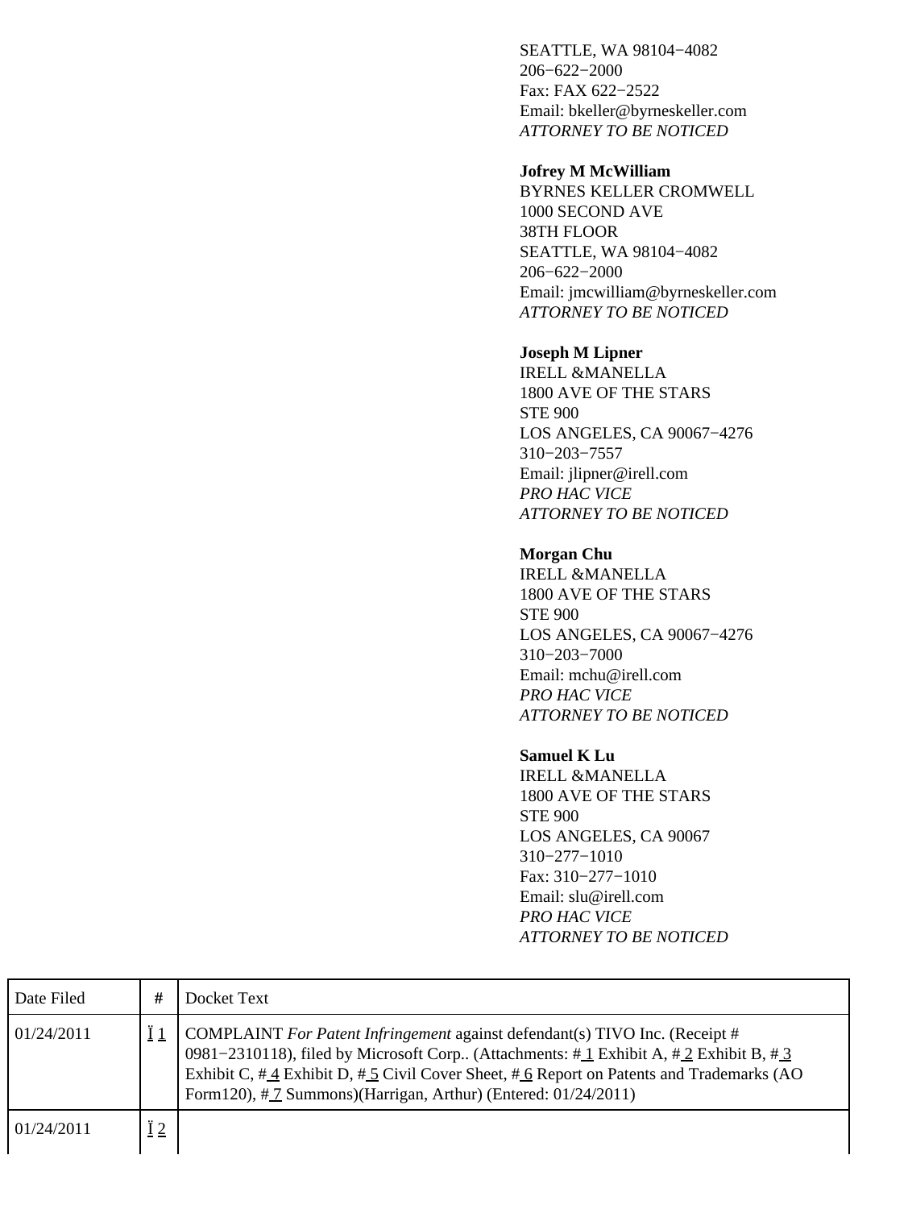SEATTLE, WA 98104−4082
206−622−2000
Fax: FAX 622−2522
Email: bkeller@byrneskeller.com
*ATTORNEY TO BE NOTICED*

**Jofrey M McWilliam**
BYRNES KELLER CROMWELL
1000 SECOND AVE
38TH FLOOR
SEATTLE, WA 98104−4082
206−622−2000
Email: jmcwilliam@byrneskeller.com
*ATTORNEY TO BE NOTICED*

**Joseph M Lipner**
IRELL &MANELLA
1800 AVE OF THE STARS
STE 900
LOS ANGELES, CA 90067−4276
310−203−7557
Email: jlipner@irell.com
*PRO HAC VICE*
*ATTORNEY TO BE NOTICED*

**Morgan Chu**
IRELL &MANELLA
1800 AVE OF THE STARS
STE 900
LOS ANGELES, CA 90067−4276
310−203−7000
Email: mchu@irell.com
*PRO HAC VICE*
*ATTORNEY TO BE NOTICED*

**Samuel K Lu**
IRELL &MANELLA
1800 AVE OF THE STARS
STE 900
LOS ANGELES, CA 90067
310−277−1010
Fax: 310−277−1010
Email: slu@irell.com
*PRO HAC VICE*
*ATTORNEY TO BE NOTICED*

| Date Filed | # | Docket Text |
|---|---|---|
| 01/24/2011 | Ï 1 | COMPLAINT *For Patent Infringement* against defendant(s) TIVO Inc. (Receipt # 0981−2310118), filed by Microsoft Corp.. (Attachments: # 1 Exhibit A, # 2 Exhibit B, # 3 Exhibit C, # 4 Exhibit D, # 5 Civil Cover Sheet, # 6 Report on Patents and Trademarks (AO Form120), # 7 Summons)(Harrigan, Arthur) (Entered: 01/24/2011) |
| 01/24/2011 | Ï 2 | |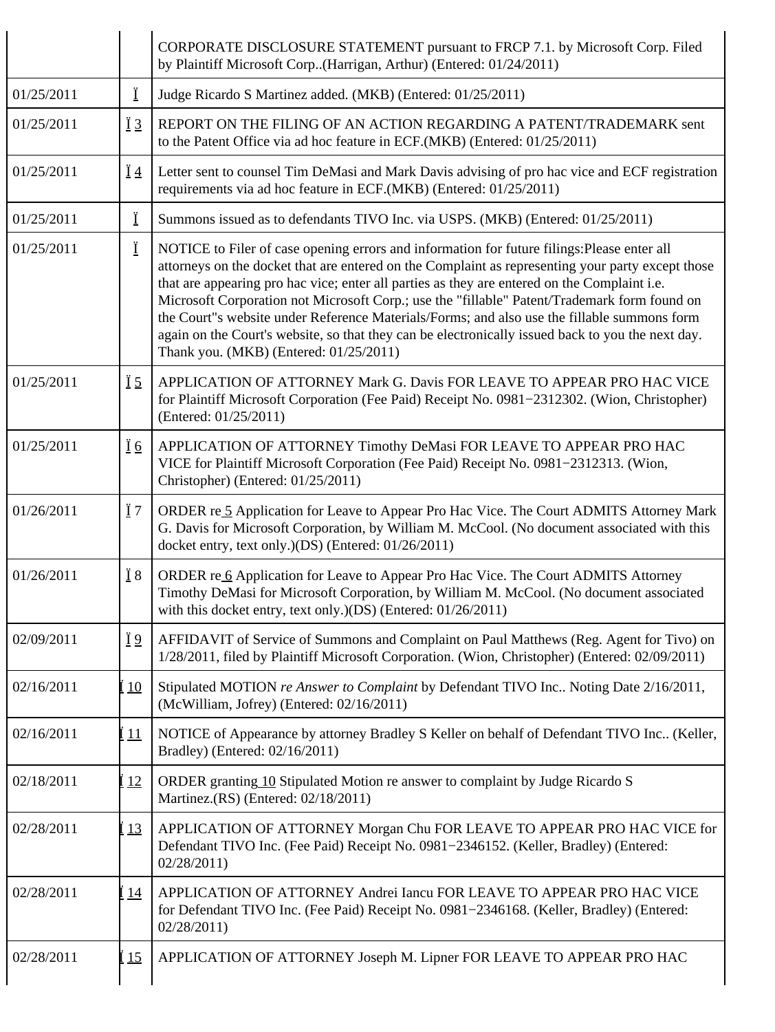| | | |
|---|---|---|
| | | CORPORATE DISCLOSURE STATEMENT pursuant to FRCP 7.1. by Microsoft Corp. Filed by Plaintiff Microsoft Corp..(Harrigan, Arthur) (Entered: 01/24/2011) |
| 01/25/2011 | Ï | Judge Ricardo S Martinez added. (MKB) (Entered: 01/25/2011) |
| 01/25/2011 | Ï 3 | REPORT ON THE FILING OF AN ACTION REGARDING A PATENT/TRADEMARK sent to the Patent Office via ad hoc feature in ECF.(MKB) (Entered: 01/25/2011) |
| 01/25/2011 | Ï 4 | Letter sent to counsel Tim DeMasi and Mark Davis advising of pro hac vice and ECF registration requirements via ad hoc feature in ECF.(MKB) (Entered: 01/25/2011) |
| 01/25/2011 | Ï | Summons issued as to defendants TIVO Inc. via USPS. (MKB) (Entered: 01/25/2011) |
| 01/25/2011 | Ï | NOTICE to Filer of case opening errors and information for future filings:Please enter all attorneys on the docket that are entered on the Complaint as representing your party except those that are appearing pro hac vice; enter all parties as they are entered on the Complaint i.e. Microsoft Corporation not Microsoft Corp.; use the "fillable" Patent/Trademark form found on the Court"s website under Reference Materials/Forms; and also use the fillable summons form again on the Court's website, so that they can be electronically issued back to you the next day. Thank you. (MKB) (Entered: 01/25/2011) |
| 01/25/2011 | Ï 5 | APPLICATION OF ATTORNEY Mark G. Davis FOR LEAVE TO APPEAR PRO HAC VICE for Plaintiff Microsoft Corporation (Fee Paid) Receipt No. 0981−2312302. (Wion, Christopher) (Entered: 01/25/2011) |
| 01/25/2011 | Ï 6 | APPLICATION OF ATTORNEY Timothy DeMasi FOR LEAVE TO APPEAR PRO HAC VICE for Plaintiff Microsoft Corporation (Fee Paid) Receipt No. 0981−2312313. (Wion, Christopher) (Entered: 01/25/2011) |
| 01/26/2011 | Ï 7 | ORDER re 5 Application for Leave to Appear Pro Hac Vice. The Court ADMITS Attorney Mark G. Davis for Microsoft Corporation, by William M. McCool. (No document associated with this docket entry, text only.)(DS) (Entered: 01/26/2011) |
| 01/26/2011 | Ï 8 | ORDER re 6 Application for Leave to Appear Pro Hac Vice. The Court ADMITS Attorney Timothy DeMasi for Microsoft Corporation, by William M. McCool. (No document associated with this docket entry, text only.)(DS) (Entered: 01/26/2011) |
| 02/09/2011 | Ï 9 | AFFIDAVIT of Service of Summons and Complaint on Paul Matthews (Reg. Agent for Tivo) on 1/28/2011, filed by Plaintiff Microsoft Corporation. (Wion, Christopher) (Entered: 02/09/2011) |
| 02/16/2011 | Ï 10 | Stipulated MOTION *re Answer to Complaint* by Defendant TIVO Inc.. Noting Date 2/16/2011, (McWilliam, Jofrey) (Entered: 02/16/2011) |
| 02/16/2011 | Ï 11 | NOTICE of Appearance by attorney Bradley S Keller on behalf of Defendant TIVO Inc.. (Keller, Bradley) (Entered: 02/16/2011) |
| 02/18/2011 | Ï 12 | ORDER granting 10 Stipulated Motion re answer to complaint by Judge Ricardo S Martinez.(RS) (Entered: 02/18/2011) |
| 02/28/2011 | Ï 13 | APPLICATION OF ATTORNEY Morgan Chu FOR LEAVE TO APPEAR PRO HAC VICE for Defendant TIVO Inc. (Fee Paid) Receipt No. 0981−2346152. (Keller, Bradley) (Entered: 02/28/2011) |
| 02/28/2011 | Ï 14 | APPLICATION OF ATTORNEY Andrei Iancu FOR LEAVE TO APPEAR PRO HAC VICE for Defendant TIVO Inc. (Fee Paid) Receipt No. 0981−2346168. (Keller, Bradley) (Entered: 02/28/2011) |
| 02/28/2011 | Ï 15 | APPLICATION OF ATTORNEY Joseph M. Lipner FOR LEAVE TO APPEAR PRO HAC |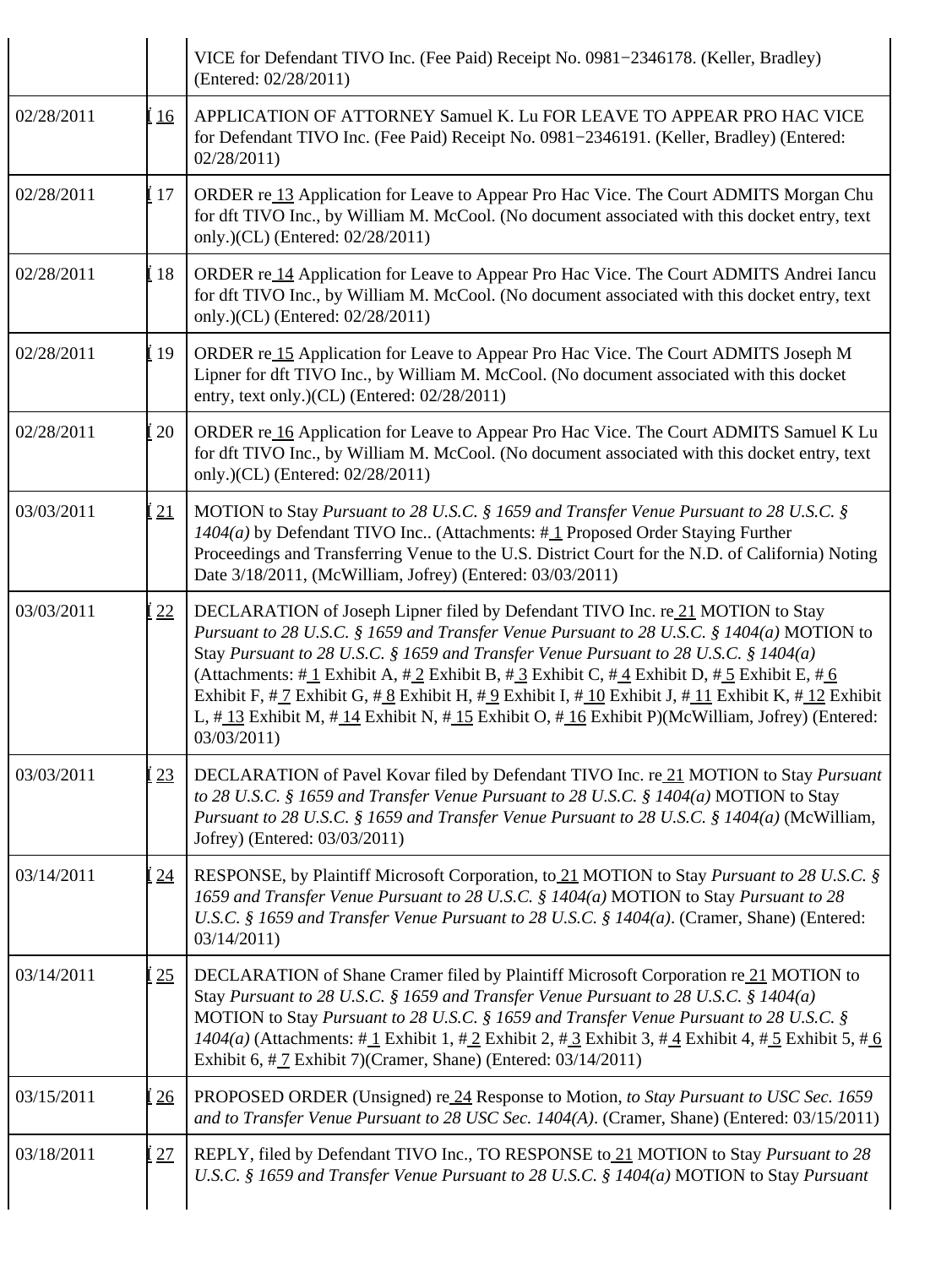| | | |
|---|---|---|
| | | VICE for Defendant TIVO Inc. (Fee Paid) Receipt No. 0981−2346178. (Keller, Bradley) (Entered: 02/28/2011) |
| 02/28/2011 | 16 | APPLICATION OF ATTORNEY Samuel K. Lu FOR LEAVE TO APPEAR PRO HAC VICE for Defendant TIVO Inc. (Fee Paid) Receipt No. 0981−2346191. (Keller, Bradley) (Entered: 02/28/2011) |
| 02/28/2011 | 17 | ORDER re 13 Application for Leave to Appear Pro Hac Vice. The Court ADMITS Morgan Chu for dft TIVO Inc., by William M. McCool. (No document associated with this docket entry, text only.)(CL) (Entered: 02/28/2011) |
| 02/28/2011 | 18 | ORDER re 14 Application for Leave to Appear Pro Hac Vice. The Court ADMITS Andrei Iancu for dft TIVO Inc., by William M. McCool. (No document associated with this docket entry, text only.)(CL) (Entered: 02/28/2011) |
| 02/28/2011 | 19 | ORDER re 15 Application for Leave to Appear Pro Hac Vice. The Court ADMITS Joseph M Lipner for dft TIVO Inc., by William M. McCool. (No document associated with this docket entry, text only.)(CL) (Entered: 02/28/2011) |
| 02/28/2011 | 20 | ORDER re 16 Application for Leave to Appear Pro Hac Vice. The Court ADMITS Samuel K Lu for dft TIVO Inc., by William M. McCool. (No document associated with this docket entry, text only.)(CL) (Entered: 02/28/2011) |
| 03/03/2011 | 21 | MOTION to Stay *Pursuant to 28 U.S.C. § 1659 and Transfer Venue Pursuant to 28 U.S.C. § 1404(a)* by Defendant TIVO Inc.. (Attachments: # 1 Proposed Order Staying Further Proceedings and Transferring Venue to the U.S. District Court for the N.D. of California) Noting Date 3/18/2011, (McWilliam, Jofrey) (Entered: 03/03/2011) |
| 03/03/2011 | 22 | DECLARATION of Joseph Lipner filed by Defendant TIVO Inc. re 21 MOTION to Stay *Pursuant to 28 U.S.C. § 1659 and Transfer Venue Pursuant to 28 U.S.C. § 1404(a)* MOTION to Stay *Pursuant to 28 U.S.C. § 1659 and Transfer Venue Pursuant to 28 U.S.C. § 1404(a)* (Attachments: # 1 Exhibit A, # 2 Exhibit B, # 3 Exhibit C, # 4 Exhibit D, # 5 Exhibit E, # 6 Exhibit F, # 7 Exhibit G, # 8 Exhibit H, # 9 Exhibit I, # 10 Exhibit J, # 11 Exhibit K, # 12 Exhibit L, # 13 Exhibit M, # 14 Exhibit N, # 15 Exhibit O, # 16 Exhibit P)(McWilliam, Jofrey) (Entered: 03/03/2011) |
| 03/03/2011 | 23 | DECLARATION of Pavel Kovar filed by Defendant TIVO Inc. re 21 MOTION to Stay *Pursuant to 28 U.S.C. § 1659 and Transfer Venue Pursuant to 28 U.S.C. § 1404(a)* MOTION to Stay *Pursuant to 28 U.S.C. § 1659 and Transfer Venue Pursuant to 28 U.S.C. § 1404(a)* (McWilliam, Jofrey) (Entered: 03/03/2011) |
| 03/14/2011 | 24 | RESPONSE, by Plaintiff Microsoft Corporation, to 21 MOTION to Stay *Pursuant to 28 U.S.C. § 1659 and Transfer Venue Pursuant to 28 U.S.C. § 1404(a)* MOTION to Stay *Pursuant to 28 U.S.C. § 1659 and Transfer Venue Pursuant to 28 U.S.C. § 1404(a)*. (Cramer, Shane) (Entered: 03/14/2011) |
| 03/14/2011 | 25 | DECLARATION of Shane Cramer filed by Plaintiff Microsoft Corporation re 21 MOTION to Stay *Pursuant to 28 U.S.C. § 1659 and Transfer Venue Pursuant to 28 U.S.C. § 1404(a)* MOTION to Stay *Pursuant to 28 U.S.C. § 1659 and Transfer Venue Pursuant to 28 U.S.C. § 1404(a)* (Attachments: # 1 Exhibit 1, # 2 Exhibit 2, # 3 Exhibit 3, # 4 Exhibit 4, # 5 Exhibit 5, # 6 Exhibit 6, # 7 Exhibit 7)(Cramer, Shane) (Entered: 03/14/2011) |
| 03/15/2011 | 26 | PROPOSED ORDER (Unsigned) re 24 Response to Motion, *to Stay Pursuant to USC Sec. 1659 and to Transfer Venue Pursuant to 28 USC Sec. 1404(A)*. (Cramer, Shane) (Entered: 03/15/2011) |
| 03/18/2011 | 27 | REPLY, filed by Defendant TIVO Inc., TO RESPONSE to 21 MOTION to Stay *Pursuant to 28 U.S.C. § 1659 and Transfer Venue Pursuant to 28 U.S.C. § 1404(a)* MOTION to Stay *Pursuant* |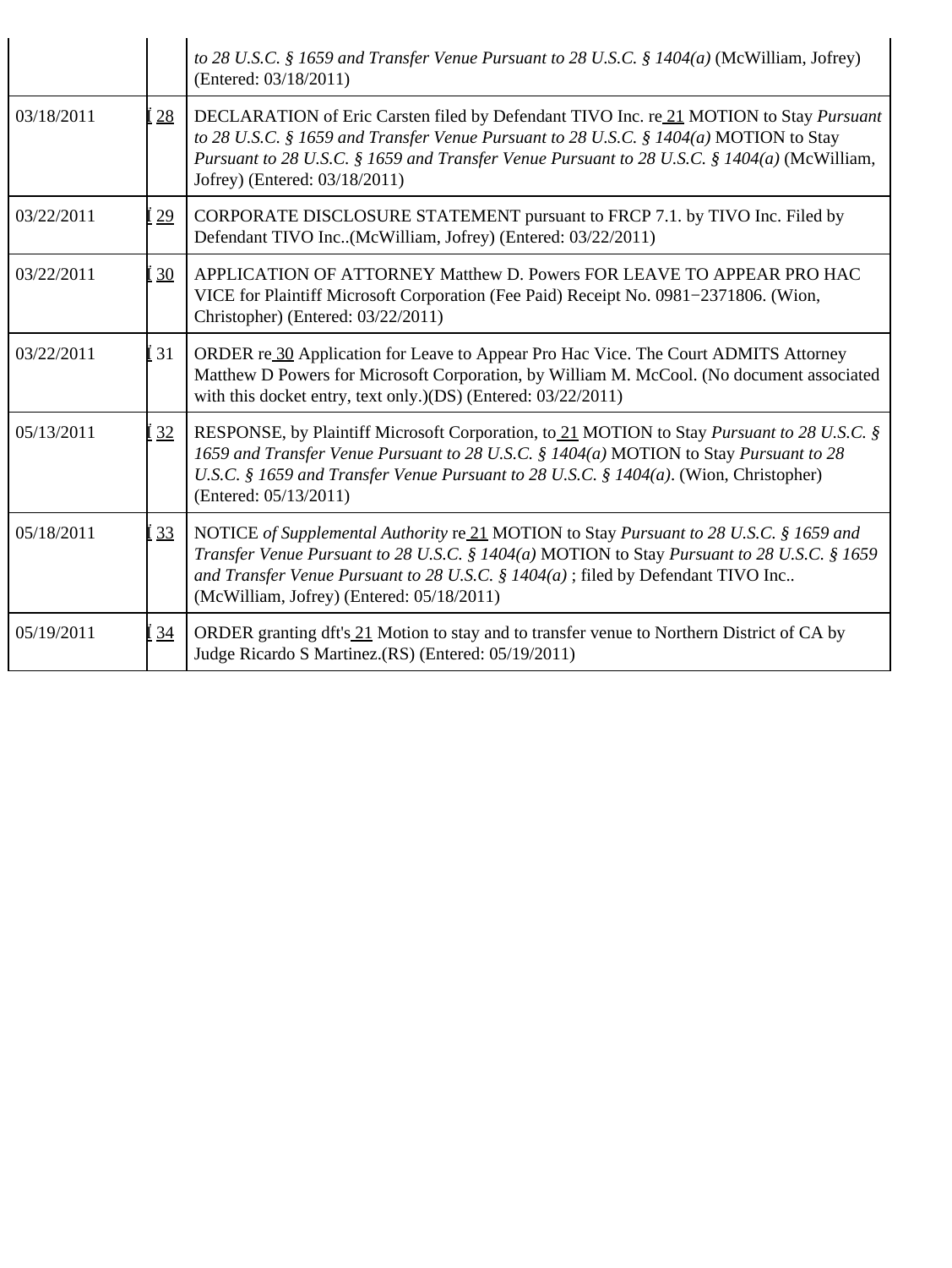| | | |
|---|---|---|
| | | *to 28 U.S.C. § 1659 and Transfer Venue Pursuant to 28 U.S.C. § 1404(a)* (McWilliam, Jofrey) (Entered: 03/18/2011) |
| 03/18/2011 | 28 | DECLARATION of Eric Carsten filed by Defendant TIVO Inc. re 21 MOTION to Stay *Pursuant to 28 U.S.C. § 1659 and Transfer Venue Pursuant to 28 U.S.C. § 1404(a)* MOTION to Stay *Pursuant to 28 U.S.C. § 1659 and Transfer Venue Pursuant to 28 U.S.C. § 1404(a)* (McWilliam, Jofrey) (Entered: 03/18/2011) |
| 03/22/2011 | 29 | CORPORATE DISCLOSURE STATEMENT pursuant to FRCP 7.1. by TIVO Inc. Filed by Defendant TIVO Inc..(McWilliam, Jofrey) (Entered: 03/22/2011) |
| 03/22/2011 | 30 | APPLICATION OF ATTORNEY Matthew D. Powers FOR LEAVE TO APPEAR PRO HAC VICE for Plaintiff Microsoft Corporation (Fee Paid) Receipt No. 0981−2371806. (Wion, Christopher) (Entered: 03/22/2011) |
| 03/22/2011 | 31 | ORDER re 30 Application for Leave to Appear Pro Hac Vice. The Court ADMITS Attorney Matthew D Powers for Microsoft Corporation, by William M. McCool. (No document associated with this docket entry, text only.)(DS) (Entered: 03/22/2011) |
| 05/13/2011 | 32 | RESPONSE, by Plaintiff Microsoft Corporation, to 21 MOTION to Stay *Pursuant to 28 U.S.C. § 1659 and Transfer Venue Pursuant to 28 U.S.C. § 1404(a)* MOTION to Stay *Pursuant to 28 U.S.C. § 1659 and Transfer Venue Pursuant to 28 U.S.C. § 1404(a)*. (Wion, Christopher) (Entered: 05/13/2011) |
| 05/18/2011 | 33 | NOTICE *of Supplemental Authority* re 21 MOTION to Stay *Pursuant to 28 U.S.C. § 1659 and Transfer Venue Pursuant to 28 U.S.C. § 1404(a)* MOTION to Stay *Pursuant to 28 U.S.C. § 1659 and Transfer Venue Pursuant to 28 U.S.C. § 1404(a)* ; filed by Defendant TIVO Inc.. (McWilliam, Jofrey) (Entered: 05/18/2011) |
| 05/19/2011 | 34 | ORDER granting dft's 21 Motion to stay and to transfer venue to Northern District of CA by Judge Ricardo S Martinez.(RS) (Entered: 05/19/2011) |